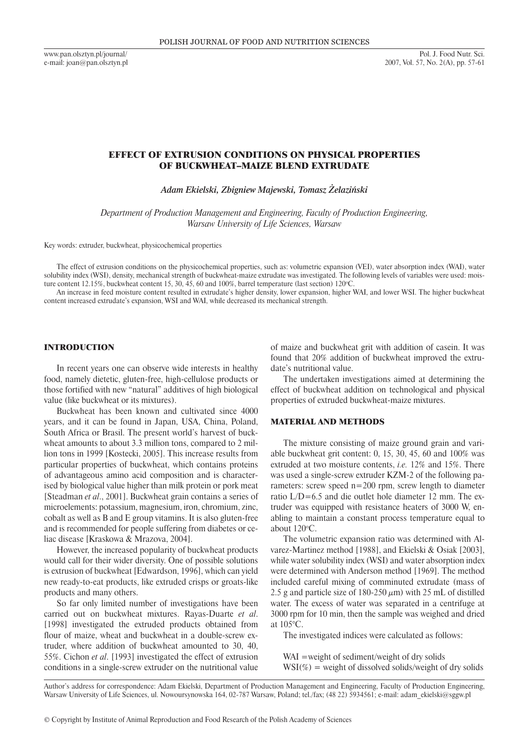# EFFECT OF EXTRUSION CONDITIONS ON PHYSICAL PROPERTIES OF BUCKWHEAT–MAIZE BLEND EXTRUDATE

*Adam Ekielski, Zbigniew Majewski, Tomasz Żelaziński*

*Department of Production Management and Engineering, Faculty of Production Engineering, Warsaw University of Life Sciences, Warsaw*

Key words: extruder, buckwheat, physicochemical properties

The effect of extrusion conditions on the physicochemical properties, such as: volumetric expansion (VEI), water absorption index (WAI), water solubility index (WSI), density, mechanical strength of buckwheat-maize extrudate was investigated. The following levels of variables were used: moisture content 12.15%, buckwheat content 15, 30, 45, 60 and 100%, barrel temperature (last section) 120°C.

An increase in feed moisture content resulted in extrudate's higher density, lower expansion, higher WAI, and lower WSI. The higher buckwheat content increased extrudate's expansion, WSI and WAI, while decreased its mechanical strength.

## INTRODUCTION

In recent years one can observe wide interests in healthy food, namely dietetic, gluten-free, high-cellulose products or those fortified with new "natural" additives of high biological value (like buckwheat or its mixtures).

Buckwheat has been known and cultivated since 4000 years, and it can be found in Japan, USA, China, Poland, South Africa or Brasil. The present world's harvest of buckwheat amounts to about 3.3 million tons, compared to 2 million tons in 1999 [Kostecki, 2005]. This increase results from particular properties of buckwheat, which contains proteins of advantageous amino acid composition and is characterised by biological value higher than milk protein or pork meat [Steadman *et al*., 2001]. Buckwheat grain contains a series of microelements: potassium, magnesium, iron, chromium, zinc, cobalt as well as B and E group vitamins. It is also gluten-free and is recommended for people suffering from diabetes or celiac disease [Kraskowa & Mrazova, 2004].

However, the increased popularity of buckwheat products would call for their wider diversity. One of possible solutions is extrusion of buckwheat [Edwardson, 1996], which can yield new ready-to-eat products, like extruded crisps or groats-like products and many others.

So far only limited number of investigations have been carried out on buckwheat mixtures. Rayas-Duarte *et al*. [1998] investigated the extruded products obtained from flour of maize, wheat and buckwheat in a double-screw extruder, where addition of buckwheat amounted to 30, 40, 55%. Cichon *et al*. [1993] investigated the effect of extrusion conditions in a single-screw extruder on the nutritional value of maize and buckwheat grit with addition of casein. It was found that 20% addition of buckwheat improved the extrudate's nutritional value.

The undertaken investigations aimed at determining the effect of buckwheat addition on technological and physical properties of extruded buckwheat-maize mixtures.

## MATERIAL AND METHODS

The mixture consisting of maize ground grain and variable buckwheat grit content: 0, 15, 30, 45, 60 and 100% was extruded at two moisture contents, *i.e.* 12% and 15%. There was used a single-screw extruder KZM-2 of the following parameters: screw speed n=200 rpm, screw length to diameter ratio L/D=6.5 and die outlet hole diameter 12 mm. The extruder was equipped with resistance heaters of 3000 W, enabling to maintain a constant process temperature equal to about 120°C.

The volumetric expansion ratio was determined with Alvarez-Martinez method [1988], and Ekielski & Osiak [2003], while water solubility index (WSI) and water absorption index were determined with Anderson method [1969]. The method included careful mixing of comminuted extrudate (mass of 2.5 g and particle size of 180-250 $\mu$m) with 25 mL of distilled water. The excess of water was separated in a centrifuge at 3000 rpm for 10 min, then the sample was weighed and dried at 105°C.

The investigated indices were calculated as follows:

WAI = weight of sediment/weight of dry solids
WSI(%) = weight of dissolved solids/weight of dry solids

Author's address for correspondence: Adam Ekielski, Department of Production Management and Engineering, Faculty of Production Engineering, Warsaw University of Life Sciences, ul. Nowoursynowska 164, 02-787 Warsaw, Poland; tel./fax; (48 22) 5934561; e-mail: adam_ekielski@sggw.pl

© Copyright by Institute of Animal Reproduction and Food Research of the Polish Academy of Sciences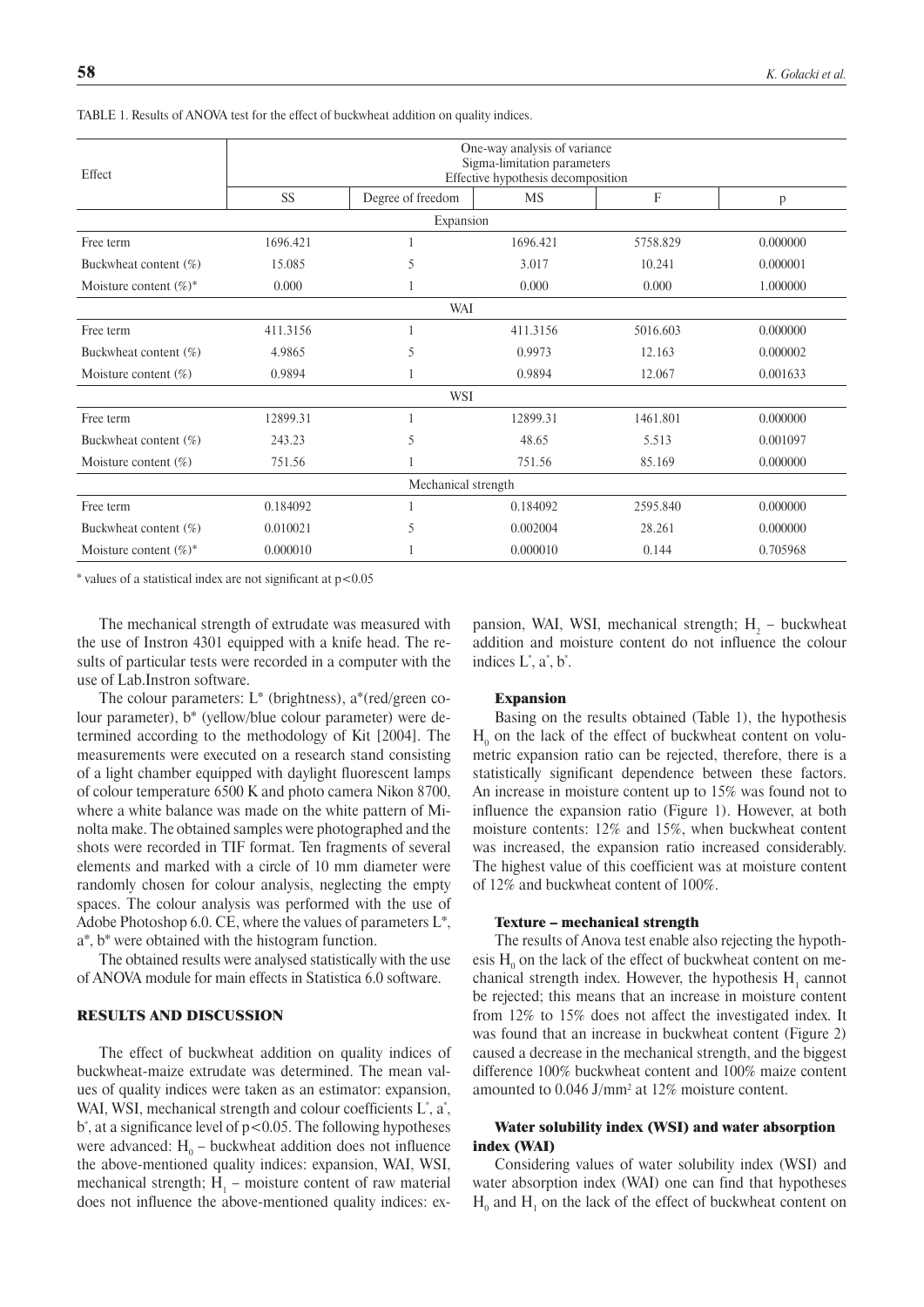TABLE 1. Results of ANOVA test for the effect of buckwheat addition on quality indices.

| Effect | One-way analysis of variance Sigma-limitation parameters Effective hypothesis decomposition | | | | |
|---|---|---|---|---|---|
| | SS | Degree of freedom | MS | F | p |
| **Expansion** | | | | | |
| Free term | 1696.421 | 1 | 1696.421 | 5758.829 | 0.000000 |
| Buckwheat content (%) | 15.085 | 5 | 3.017 | 10.241 | 0.000001 |
| Moisture content (%)* | 0.000 | 1 | 0.000 | 0.000 | 1.000000 |
| **WAI** | | | | | |
| Free term | 411.3156 | 1 | 411.3156 | 5016.603 | 0.000000 |
| Buckwheat content (%) | 4.9865 | 5 | 0.9973 | 12.163 | 0.000002 |
| Moisture content (%) | 0.9894 | 1 | 0.9894 | 12.067 | 0.001633 |
| **WSI** | | | | | |
| Free term | 12899.31 | 1 | 12899.31 | 1461.801 | 0.000000 |
| Buckwheat content (%) | 243.23 | 5 | 48.65 | 5.513 | 0.001097 |
| Moisture content (%) | 751.56 | 1 | 751.56 | 85.169 | 0.000000 |
| **Mechanical strength** | | | | | |
| Free term | 0.184092 | 1 | 0.184092 | 2595.840 | 0.000000 |
| Buckwheat content (%) | 0.010021 | 5 | 0.002004 | 28.261 | 0.000000 |
| Moisture content (%)* | 0.000010 | 1 | 0.000010 | 0.144 | 0.705968 |

* values of a statistical index are not significant at $p<0.05$

The mechanical strength of extrudate was measured with the use of Instron 4301 equipped with a knife head. The results of particular tests were recorded in a computer with the use of Lab.Instron software.

The colour parameters: $L^*$ (brightness), $a^*$(red/green colour parameter), $b^*$ (yellow/blue colour parameter) were determined according to the methodology of Kit [2004]. The measurements were executed on a research stand consisting of a light chamber equipped with daylight fluorescent lamps of colour temperature 6500 K and photo camera Nikon 8700, where a white balance was made on the white pattern of Minolta make. The obtained samples were photographed and the shots were recorded in TIF format. Ten fragments of several elements and marked with a circle of 10 mm diameter were randomly chosen for colour analysis, neglecting the empty spaces. The colour analysis was performed with the use of Adobe Photoshop 6.0. CE, where the values of parameters $L^*$, $a^*$, $b^*$ were obtained with the histogram function.

The obtained results were analysed statistically with the use of ANOVA module for main effects in Statistica 6.0 software.

## RESULTS AND DISCUSSION

The effect of buckwheat addition on quality indices of buckwheat-maize extrudate was determined. The mean values of quality indices were taken as an estimator: expansion, WAI, WSI, mechanical strength and colour coefficients $L^*$, $a^*$, $b^*$, at a significance level of $p<0.05$. The following hypotheses were advanced: $H_0$ – buckwheat addition does not influence the above-mentioned quality indices: expansion, WAI, WSI, mechanical strength; $H_1$ – moisture content of raw material does not influence the above-mentioned quality indices: expansion, WAI, WSI, mechanical strength; $H_2$ – buckwheat addition and moisture content do not influence the colour indices $L^*$, $a^*$, $b^*$.

### Expansion

Basing on the results obtained (Table 1), the hypothesis $H_0$ on the lack of the effect of buckwheat content on volumetric expansion ratio can be rejected, therefore, there is a statistically significant dependence between these factors. An increase in moisture content up to 15% was found not to influence the expansion ratio (Figure 1). However, at both moisture contents: 12% and 15%, when buckwheat content was increased, the expansion ratio increased considerably. The highest value of this coefficient was at moisture content of 12% and buckwheat content of 100%.

### Texture – mechanical strength

The results of Anova test enable also rejecting the hypothesis $H_0$ on the lack of the effect of buckwheat content on mechanical strength index. However, the hypothesis $H_1$ cannot be rejected; this means that an increase in moisture content from 12% to 15% does not affect the investigated index. It was found that an increase in buckwheat content (Figure 2) caused a decrease in the mechanical strength, and the biggest difference 100% buckwheat content and 100% maize content amounted to 0.046 J/mm$^2$ at 12% moisture content.

### Water solubility index (WSI) and water absorption index (WAI)

Considering values of water solubility index (WSI) and water absorption index (WAI) one can find that hypotheses $H_0$ and $H_1$ on the lack of the effect of buckwheat content on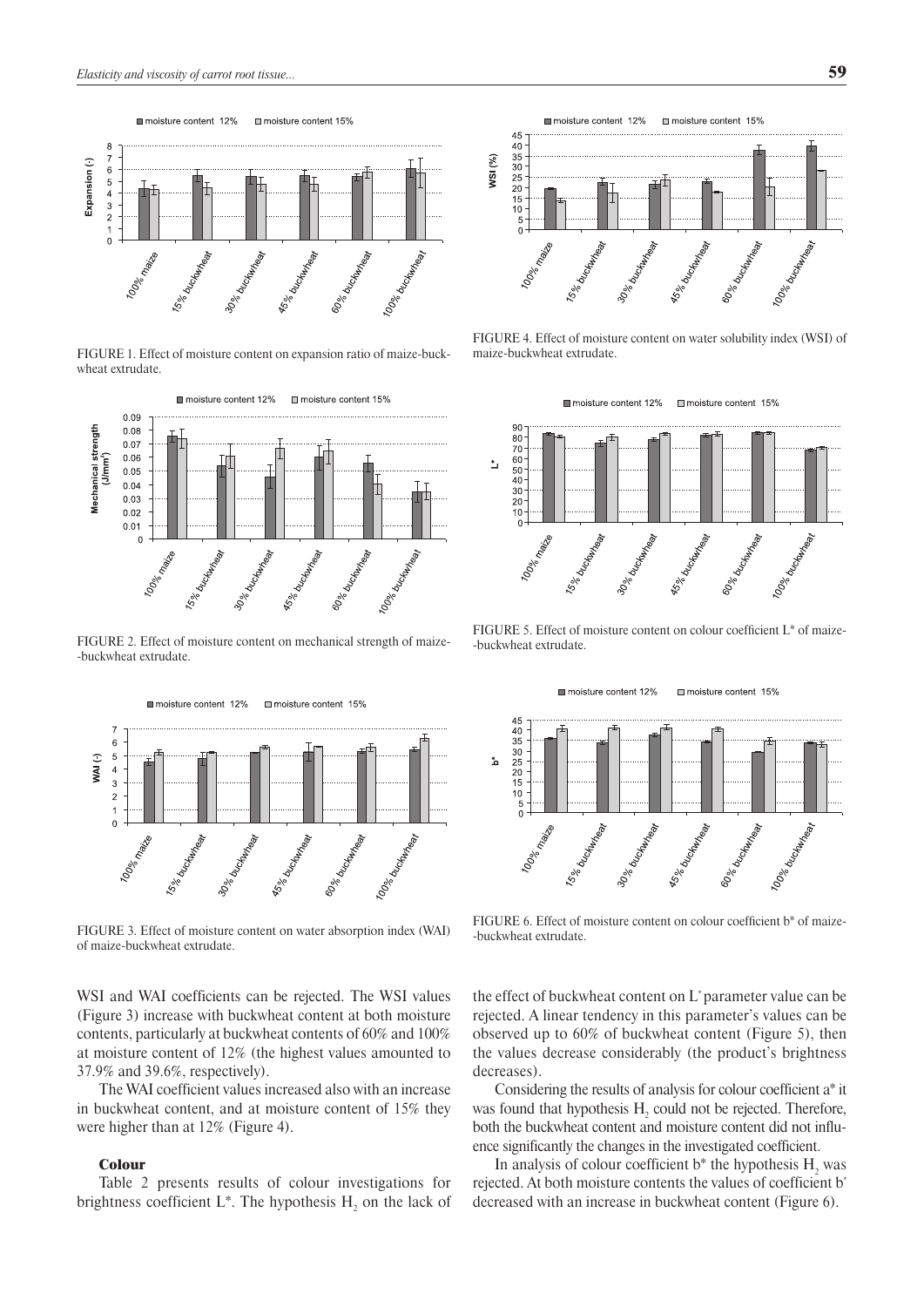FIGURE 1. Effect of moisture content on expansion ratio of maize-buckwheat extrudate.

FIGURE 2. Effect of moisture content on mechanical strength of maize--buckwheat extrudate.

FIGURE 3. Effect of moisture content on water absorption index (WAI) of maize-buckwheat extrudate.

FIGURE 4. Effect of moisture content on water solubility index (WSI) of maize-buckwheat extrudate.

FIGURE 5. Effect of moisture content on colour coefficient L* of maize--buckwheat extrudate.

FIGURE 6. Effect of moisture content on colour coefficient b* of maize--buckwheat extrudate.

WSI and WAI coefficients can be rejected. The WSI values (Figure 3) increase with buckwheat content at both moisture contents, particularly at buckwheat contents of 60% and 100% at moisture content of 12% (the highest values amounted to 37.9% and 39.6%, respectively).

The WAI coefficient values increased also with an increase in buckwheat content, and at moisture content of 15% they were higher than at 12% (Figure 4).

### Colour

Table 2 presents results of colour investigations for brightness coefficient L*. The hypothesis $H_2$ on the lack of the effect of buckwheat content on L* parameter value can be rejected. A linear tendency in this parameter's values can be observed up to 60% of buckwheat content (Figure 5), then the values decrease considerably (the product's brightness decreases).

Considering the results of analysis for colour coefficient a* it was found that hypothesis $H_2$ could not be rejected. Therefore, both the buckwheat content and moisture content did not influence significantly the changes in the investigated coefficient.

In analysis of colour coefficient b* the hypothesis $H_2$ was rejected. At both moisture contents the values of coefficient b* decreased with an increase in buckwheat content (Figure 6).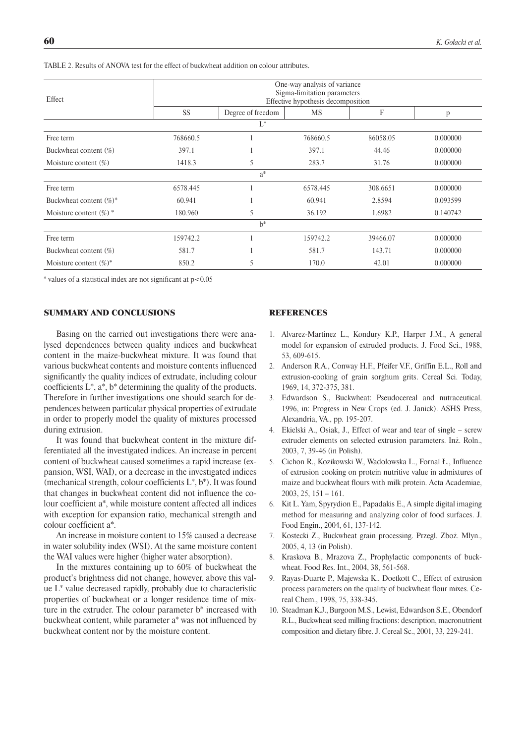TABLE 2. Results of ANOVA test for the effect of buckwheat addition on colour attributes.

| Effect | One-way analysis of variance Sigma-limitation parameters Effective hypothesis decomposition | | | | |
|---|---|---|---|---|---|
| | SS | Degree of freedom | MS | F | p |
| | | L* | | | |
| Free term | 768660.5 | 1 | 768660.5 | 86058.05 | 0.000000 |
| Buckwheat content (%) | 397.1 | 1 | 397.1 | 44.46 | 0.000000 |
| Moisture content (%) | 1418.3 | 5 | 283.7 | 31.76 | 0.000000 |
| | | a* | | | |
| Free term | 6578.445 | 1 | 6578.445 | 308.6651 | 0.000000 |
| Buckwheat content (%)* | 60.941 | 1 | 60.941 | 2.8594 | 0.093599 |
| Moisture content (%) * | 180.960 | 5 | 36.192 | 1.6982 | 0.140742 |
| | | b* | | | |
| Free term | 159742.2 | 1 | 159742.2 | 39466.07 | 0.000000 |
| Buckwheat content (%) | 581.7 | 1 | 581.7 | 143.71 | 0.000000 |
| Moisture content (%)* | 850.2 | 5 | 170.0 | 42.01 | 0.000000 |

* values of a statistical index are not significant at $p<0.05$

## SUMMARY AND CONCLUSIONS

Basing on the carried out investigations there were analysed dependences between quality indices and buckwheat content in the maize-buckwheat mixture. It was found that various buckwheat contents and moisture contents influenced significantly the quality indices of extrudate, including colour coefficients L*, a*, b* determining the quality of the products. Therefore in further investigations one should search for dependences between particular physical properties of extrudate in order to properly model the quality of mixtures processed during extrusion.

It was found that buckwheat content in the mixture differentiated all the investigated indices. An increase in percent content of buckwheat caused sometimes a rapid increase (expansion, WSI, WAI), or a decrease in the investigated indices (mechanical strength, colour coefficients L*, b*). It was found that changes in buckwheat content did not influence the colour coefficient a*, while moisture content affected all indices with exception for expansion ratio, mechanical strength and colour coefficient a*.

An increase in moisture content to 15% caused a decrease in water solubility index (WSI). At the same moisture content the WAI values were higher (higher water absorption).

In the mixtures containing up to 60% of buckwheat the product's brightness did not change, however, above this value L* value decreased rapidly, probably due to characteristic properties of buckwheat or a longer residence time of mixture in the extruder. The colour parameter b* increased with buckwheat content, while parameter a* was not influenced by buckwheat content nor by the moisture content.

## REFERENCES

1. Alvarez-Martinez L., Kondury K.P., Harper J.M., A general model for expansion of extruded products. J. Food Sci., 1988, 53, 609-615.
2. Anderson R.A., Conway H.F., Pfeifer V.F., Griffin E.L., Roll and extrusion-cooking of grain sorghum grits. Cereal Sci. Today, 1969, 14, 372-375, 381.
3. Edwardson S., Buckwheat: Pseudocereal and nutraceutical. 1996, in: Progress in New Crops (ed. J. Janick). ASHS Press, Alexandria, VA., pp. 195-207.
4. Ekielski A., Osiak, J., Effect of wear and tear of single – screw extruder elements on selected extrusion parameters. Inż. Roln., 2003, 7, 39-46 (in Polish).
5. Cichon R., Kozikowski W., Wadołowska L., Fornal Ł., Influence of extrusion cooking on protein nutritive value in admixtures of maize and buckwheat flours with milk protein. Acta Academiae, 2003, 25, 151 – 161.
6. Kit L. Yam, Spyrydion E., Papadakis E., A simple digital imaging method for measuring and analyzing color of food surfaces. J. Food Engin., 2004, 61, 137-142.
7. Kostecki Z., Buckwheat grain processing. Przegl. Zboż. Młyn., 2005, 4, 13 (in Polish).
8. Kraskova B., Mrazova Z., Prophylactic components of buckwheat. Food Res. Int., 2004, 38, 561-568.
9. Rayas-Duarte P., Majewska K., Doetkott C., Effect of extrusion process parameters on the quality of buckwheat flour mixes. Cereal Chem., 1998, 75, 338-345.
10. Steadman K.J., Burgoon M.S., Lewist, Edwardson S.E., Obendorf R.L., Buckwheat seed milling fractions: description, macronutrient composition and dietary fibre. J. Cereal Sc., 2001, 33, 229-241.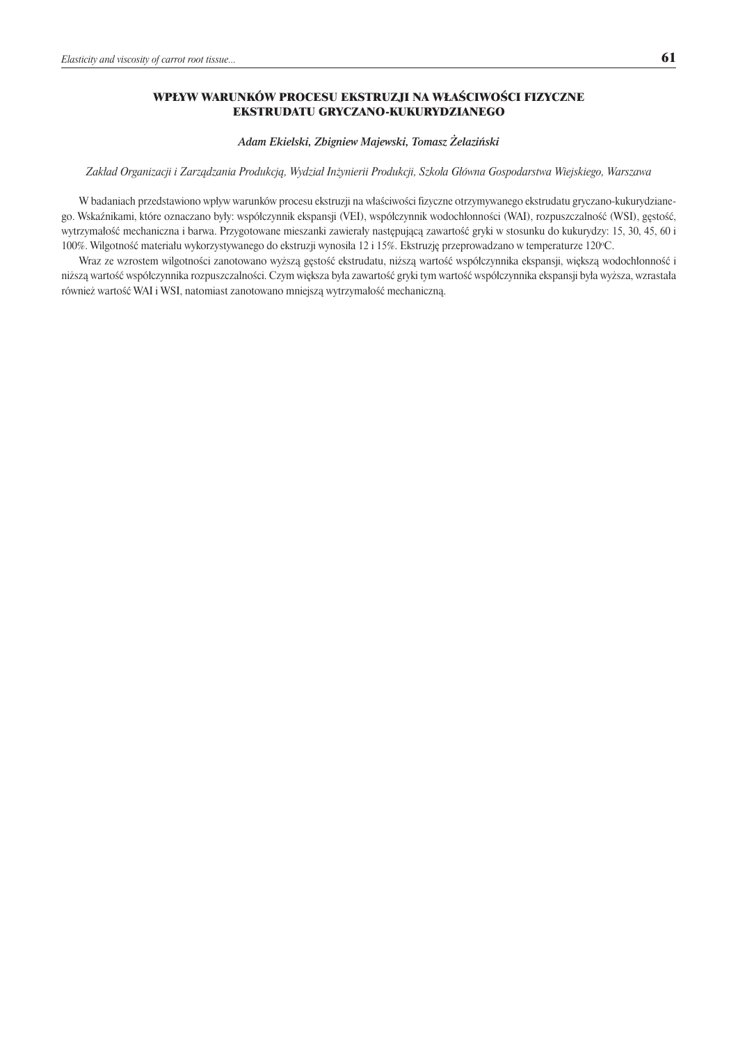## WPŁYW WARUNKÓW PROCESU EKSTRUZJI NA WŁAŚCIWOŚCI FIZYCZNE EKSTRUDATU GRYCZANO-KUKURYDZIANEGO

*Adam Ekielski, Zbigniew Majewski, Tomasz Żelaziński*

*Zakład Organizacji i Zarządzania Produkcją, Wydział Inżynierii Produkcji, Szkoła Główna Gospodarstwa Wiejskiego, Warszawa*

W badaniach przedstawiono wpływ warunków procesu ekstruzji na właściwości fizyczne otrzymywanego ekstrudatu gryczano-kukurydzianego. Wskaźnikami, które oznaczano były: współczynnik ekspansji (VEI), współczynnik wodochłonności (WAI), rozpuszczalność (WSI), gęstość, wytrzymałość mechaniczna i barwa. Przygotowane mieszanki zawierały następującą zawartość gryki w stosunku do kukurydzy: 15, 30, 45, 60 i 100%. Wilgotność materiału wykorzystywanego do ekstruzji wynosiła 12 i 15%. Ekstruzję przeprowadzano w temperaturze 120°C.

Wraz ze wzrostem wilgotności zanotowano wyższą gęstość ekstrudatu, niższą wartość współczynnika ekspansji, większą wodochłonność i niższą wartość współczynnika rozpuszczalności. Czym większa była zawartość gryki tym wartość współczynnika ekspansji była wyższa, wzrastała również wartość WAI i WSI, natomiast zanotowano mniejszą wytrzymałość mechaniczną.